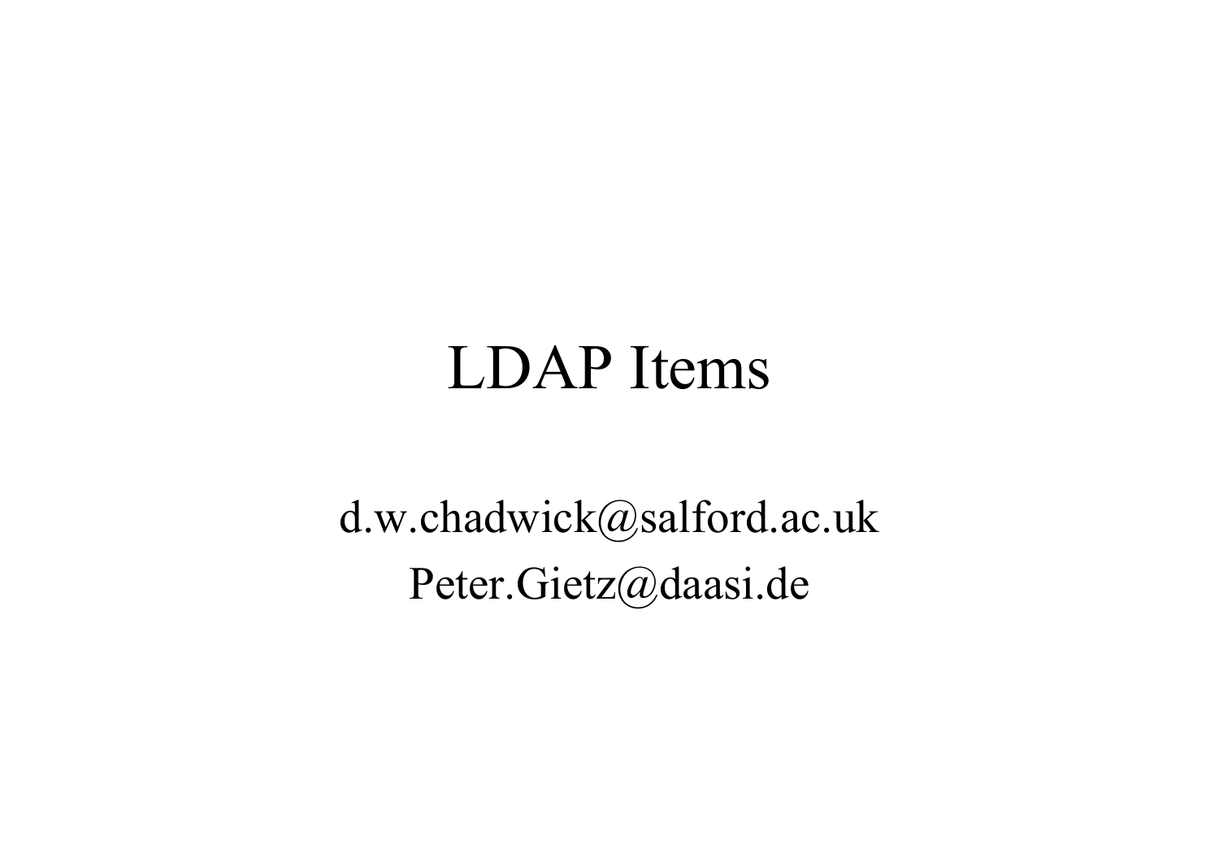# LDAP Items

d.w.chadwick@salford.ac.uk

Peter.Gietz@daasi.de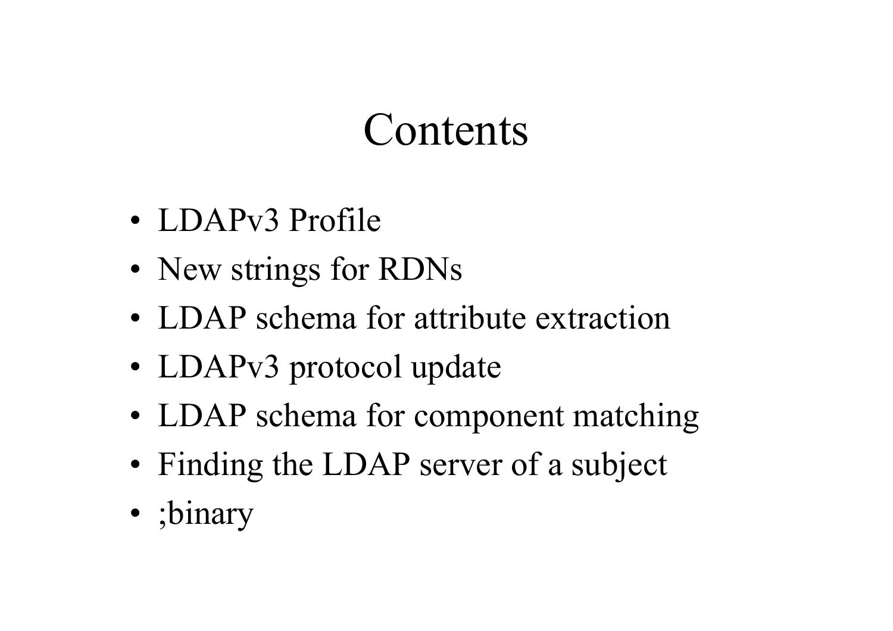# Contents

- LDAPv3 Profile
- New strings for RDNs
- LDAP schema for attribute extraction
- LDAPv3 protocol update
- LDAP schema for component matching
- Finding the LDAP server of a subject
- ;binary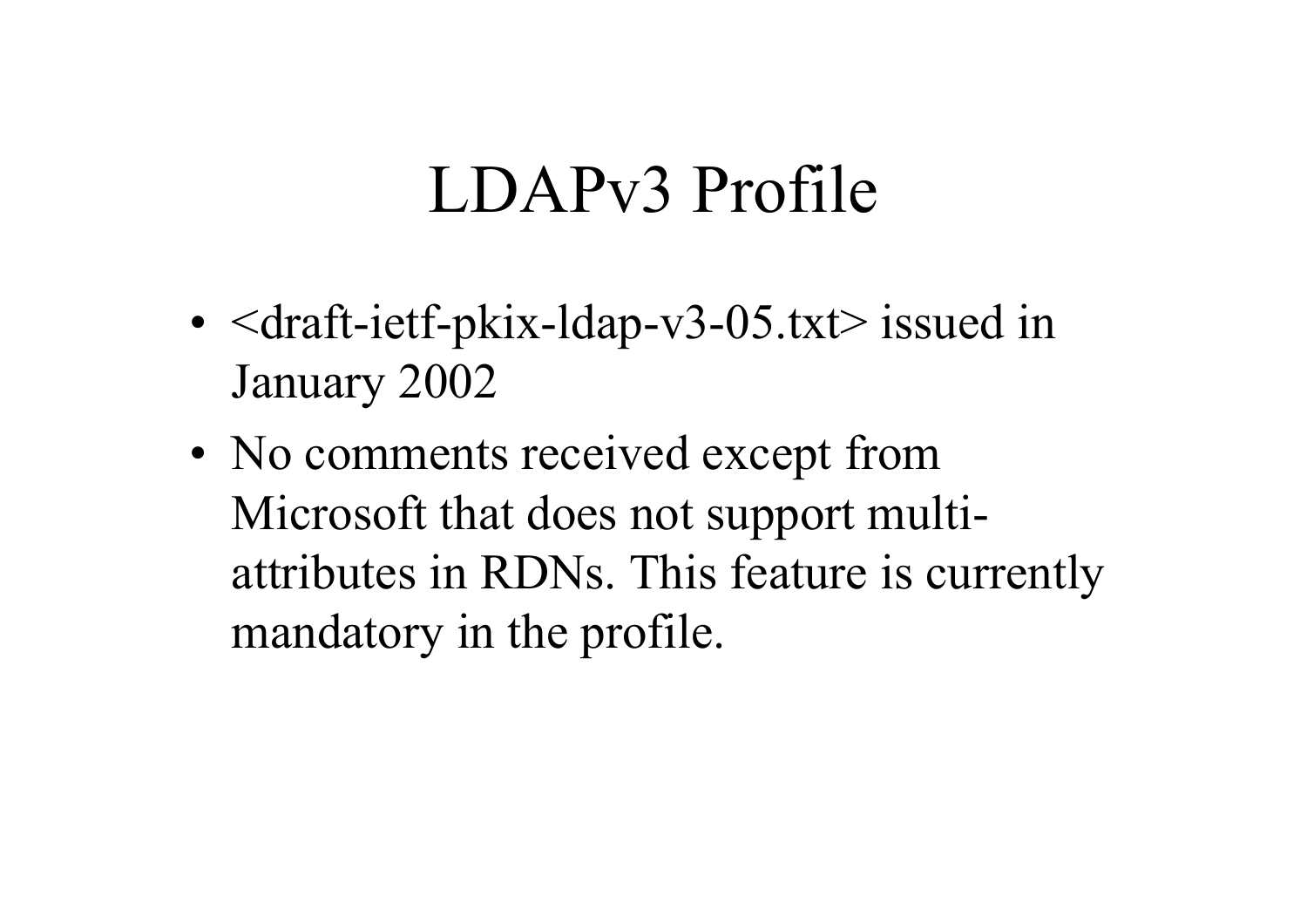# LDAPv3 Profile

- <draft-ietf-pkix-ldap-v3-05.txt> issued in January 2002
- No comments received except from Microsoft that does not support multi-attributes in RDNs. This feature is currently mandatory in the profile.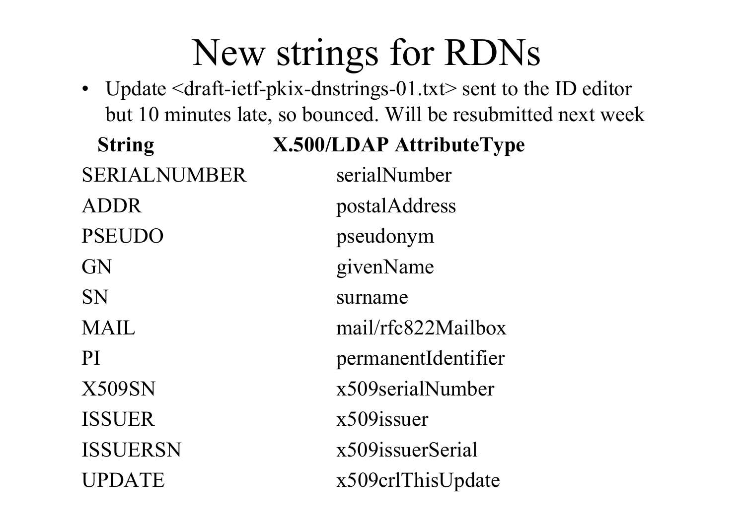# New strings for RDNs

- Update <draft-ietf-pkix-dnstrings-01.txt> sent to the ID editor but 10 minutes late, so bounced. Will be resubmitted next week

| String | X.500/LDAP AttributeType |
| --- | --- |
| SERIALNUMBER | serialNumber |
| ADDR | postalAddress |
| PSEUDO | pseudonym |
| GN | givenName |
| SN | surname |
| MAIL | mail/rfc822Mailbox |
| PI | permanentIdentifier |
| X509SN | x509serialNumber |
| ISSUER | x509issuer |
| ISSUERSN | x509issuerSerial |
| UPDATE | x509crlThisUpdate |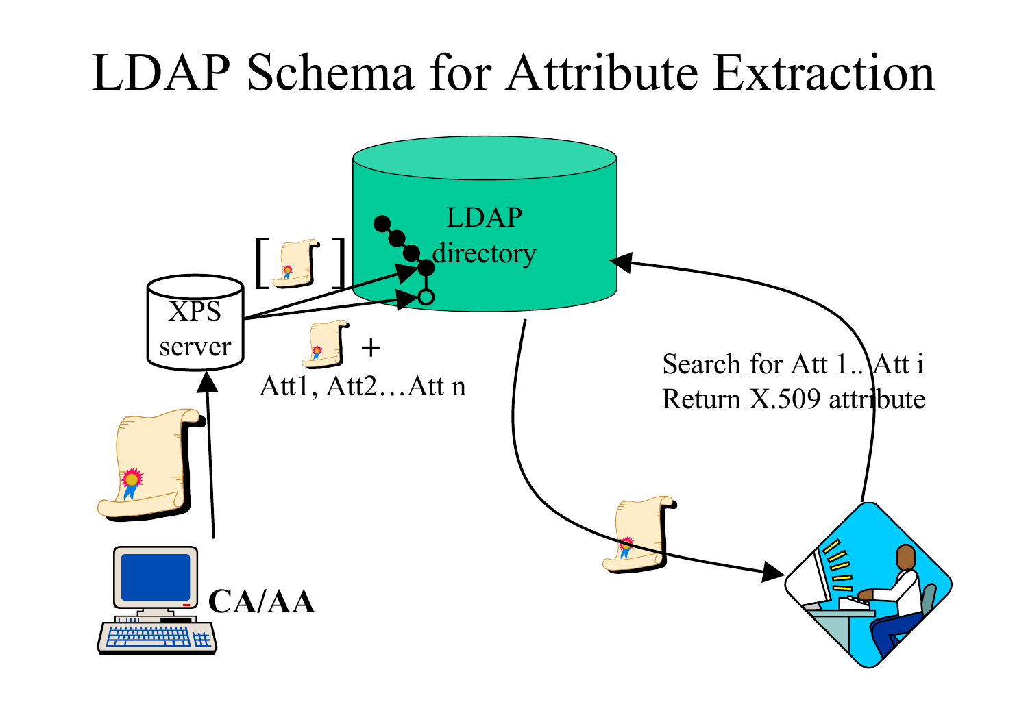# LDAP Schema for Attribute Extraction

LDAP directory

XPS server

[ ]

+

Att1, Att2…Att n

CA/AA

Search for Att 1.. Att i

Return X.509 attribute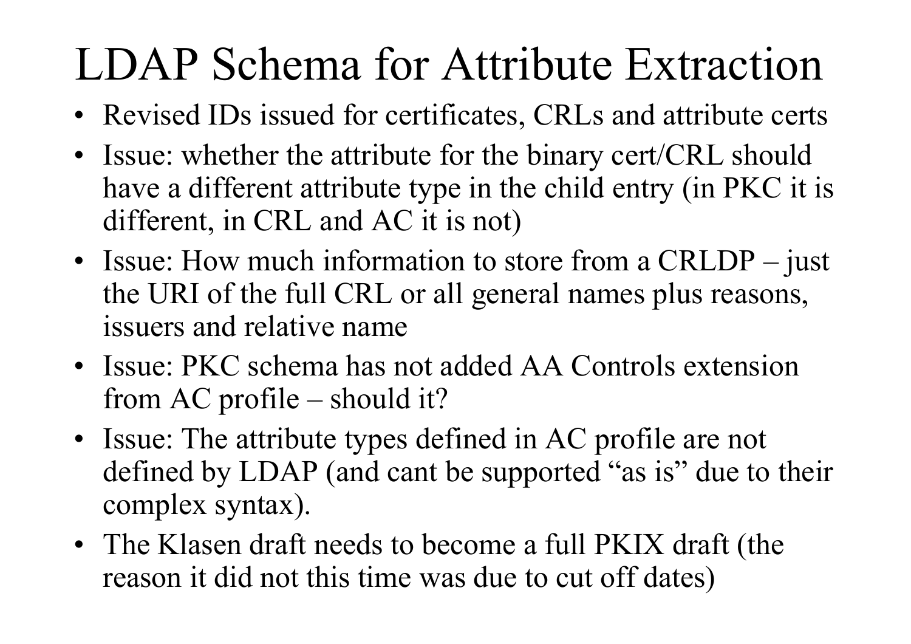# LDAP Schema for Attribute Extraction

- Revised IDs issued for certificates, CRLs and attribute certs
- Issue: whether the attribute for the binary cert/CRL should have a different attribute type in the child entry (in PKC it is different, in CRL and AC it is not)
- Issue: How much information to store from a CRLDP – just the URI of the full CRL or all general names plus reasons, issuers and relative name
- Issue: PKC schema has not added AA Controls extension from AC profile – should it?
- Issue: The attribute types defined in AC profile are not defined by LDAP (and cant be supported "as is" due to their complex syntax).
- The Klasen draft needs to become a full PKIX draft (the reason it did not this time was due to cut off dates)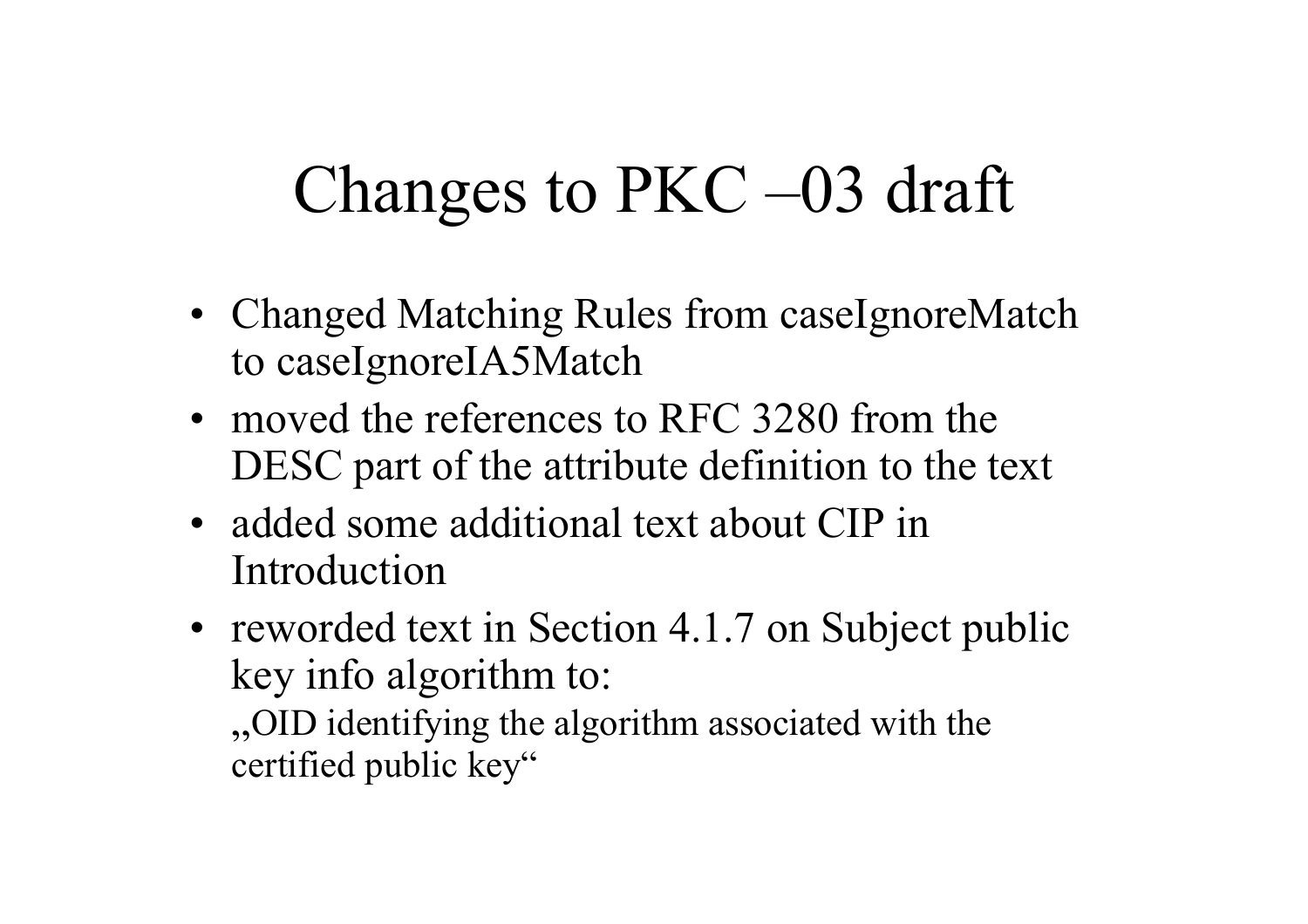# Changes to PKC –03 draft

- Changed Matching Rules from caseIgnoreMatch to caseIgnoreIA5Match
- moved the references to RFC 3280 from the DESC part of the attribute definition to the text
- added some additional text about CIP in Introduction
- reworded text in Section 4.1.7 on Subject public key info algorithm to:
  „OID identifying the algorithm associated with the certified public key“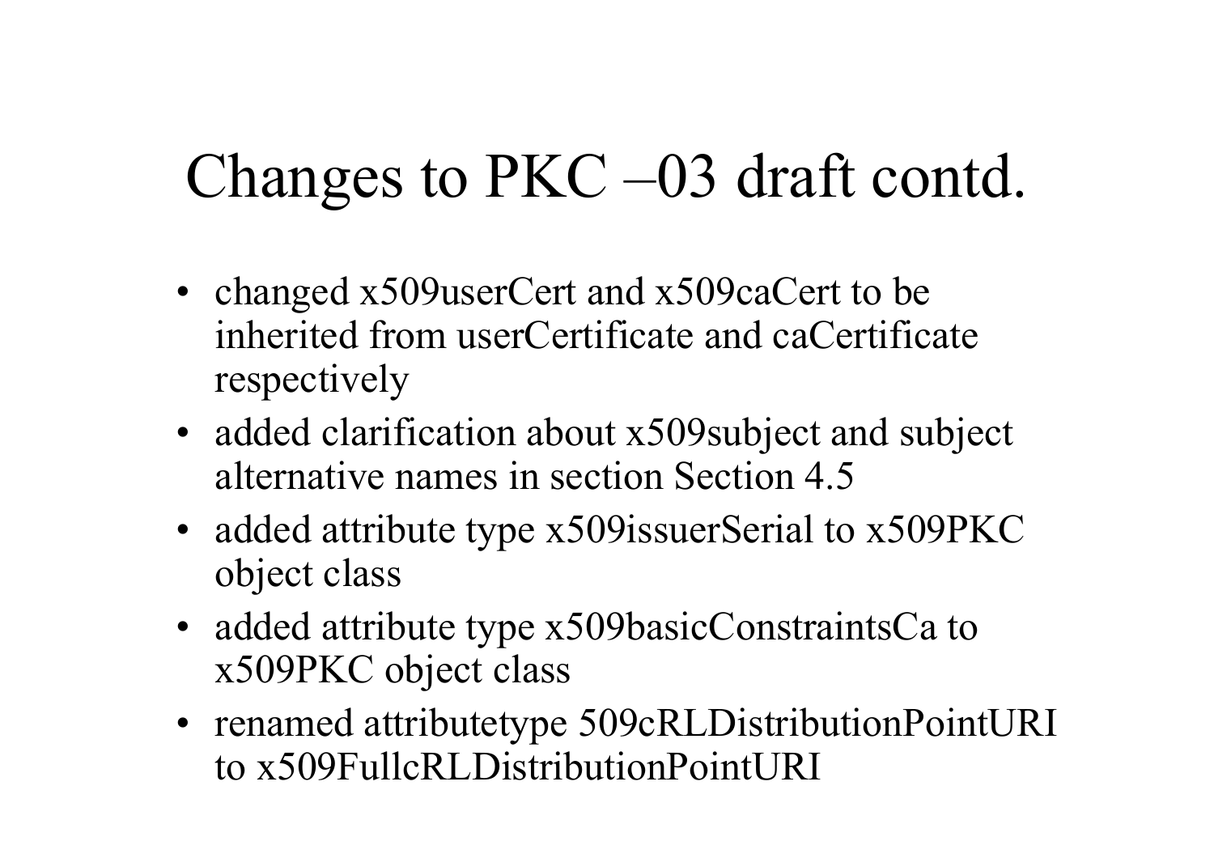# Changes to PKC –03 draft contd.

- changed x509userCert and x509caCert to be inherited from userCertificate and caCertificate respectively
- added clarification about x509subject and subject alternative names in section Section 4.5
- added attribute type x509issuerSerial to x509PKC object class
- added attribute type x509basicConstraintsCa to x509PKC object class
- renamed attributetype 509cRLDistributionPointURI to x509FullcRLDistributionPointURI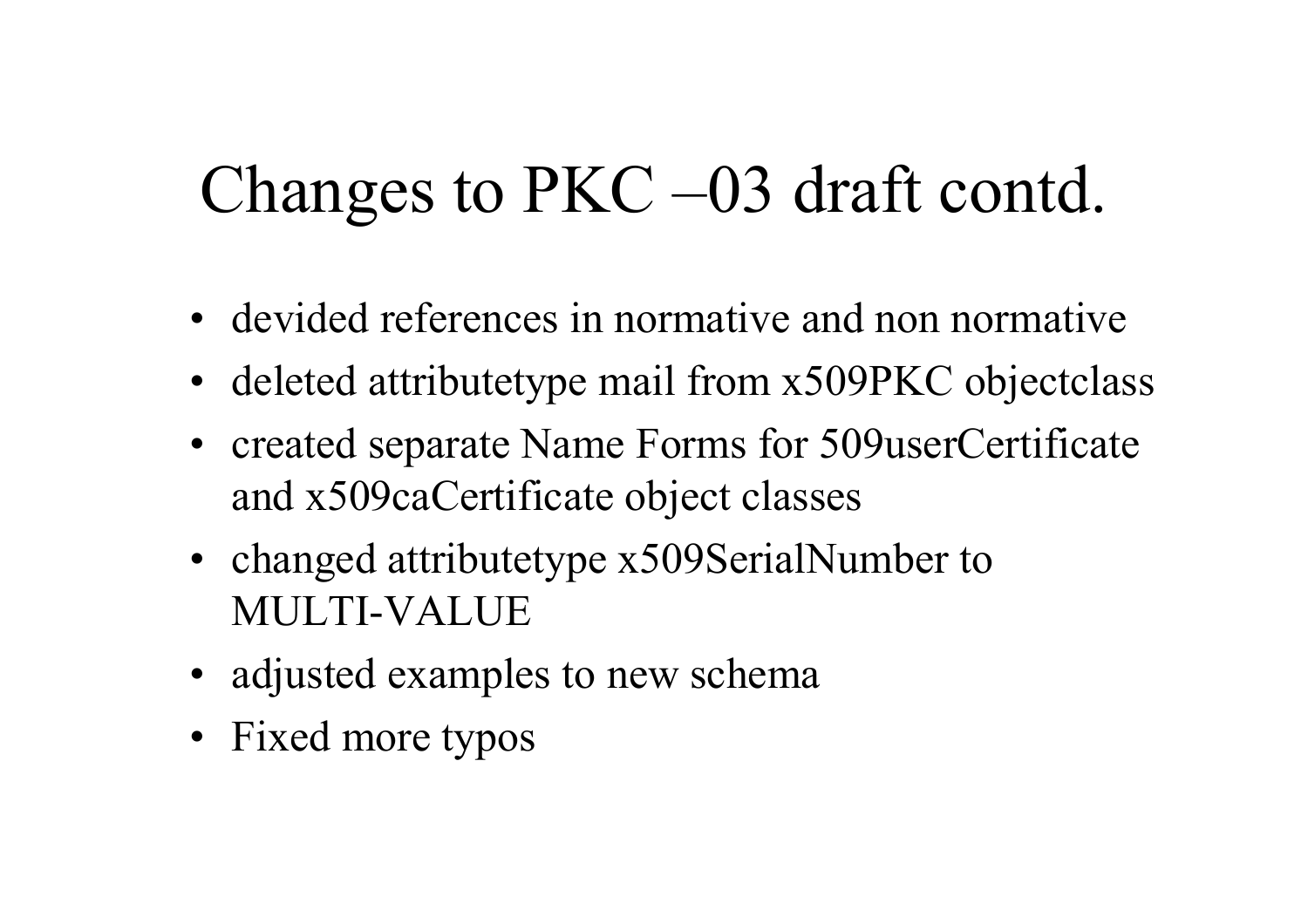# Changes to PKC –03 draft contd.

- devided references in normative and non normative
- deleted attributetype mail from x509PKC objectclass
- created separate Name Forms for 509userCertificate and x509caCertificate object classes
- changed attributetype x509SerialNumber to MULTI-VALUE
- adjusted examples to new schema
- Fixed more typos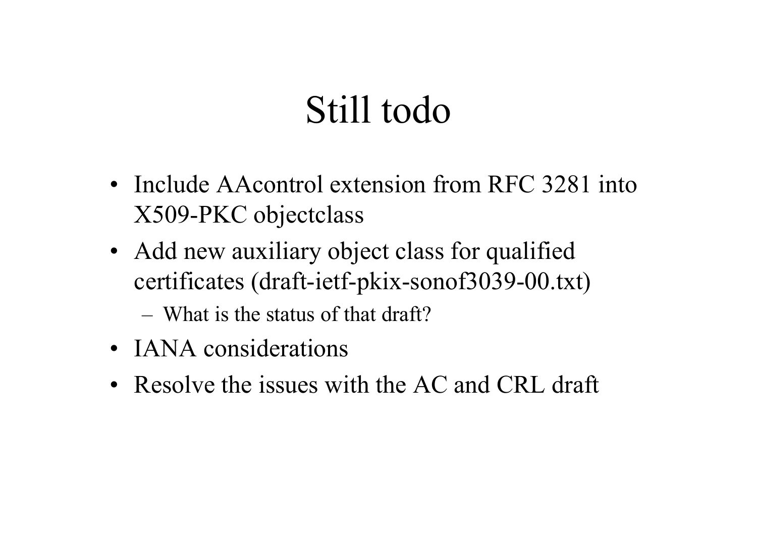# Still todo

- Include AAcontrol extension from RFC 3281 into X509-PKC objectclass
- Add new auxiliary object class for qualified certificates (draft-ietf-pkix-sonof3039-00.txt)
  - What is the status of that draft?
- IANA considerations
- Resolve the issues with the AC and CRL draft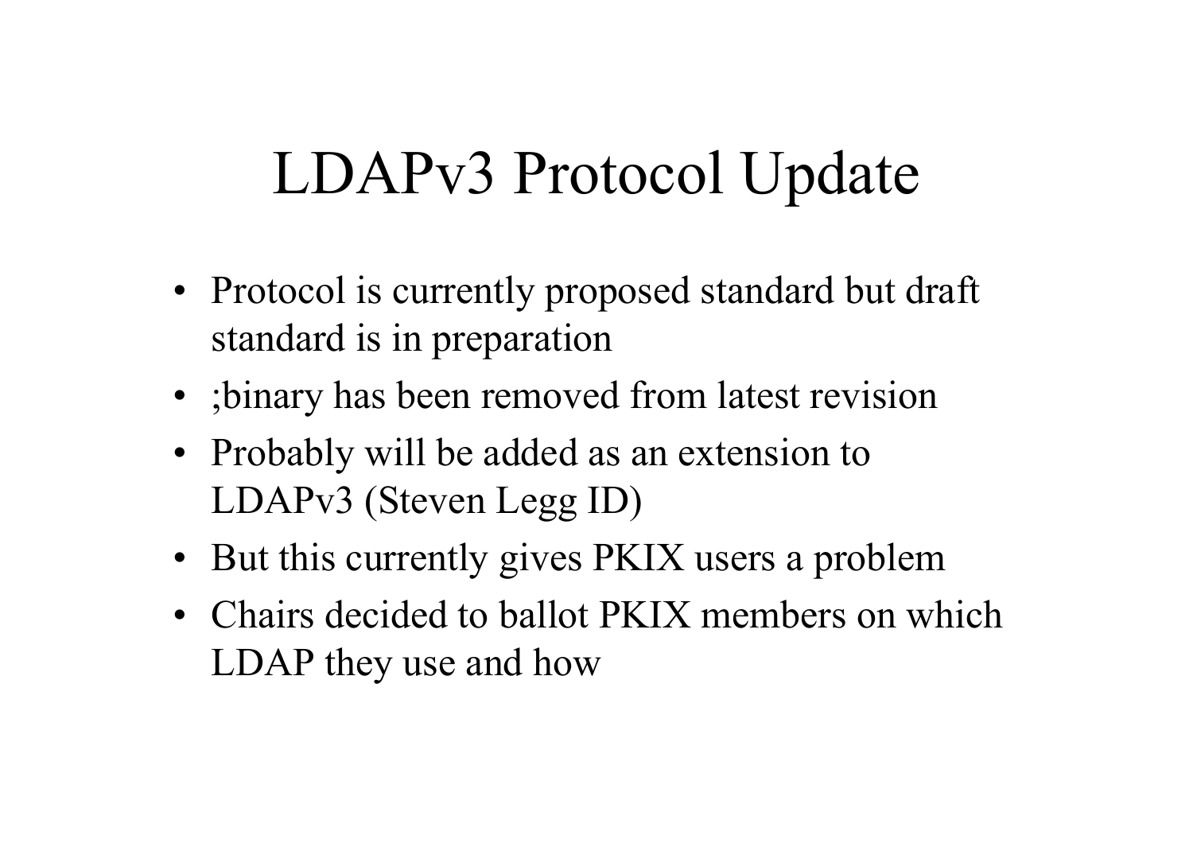# LDAPv3 Protocol Update

- Protocol is currently proposed standard but draft standard is in preparation
- ;binary has been removed from latest revision
- Probably will be added as an extension to LDAPv3 (Steven Legg ID)
- But this currently gives PKIX users a problem
- Chairs decided to ballot PKIX members on which LDAP they use and how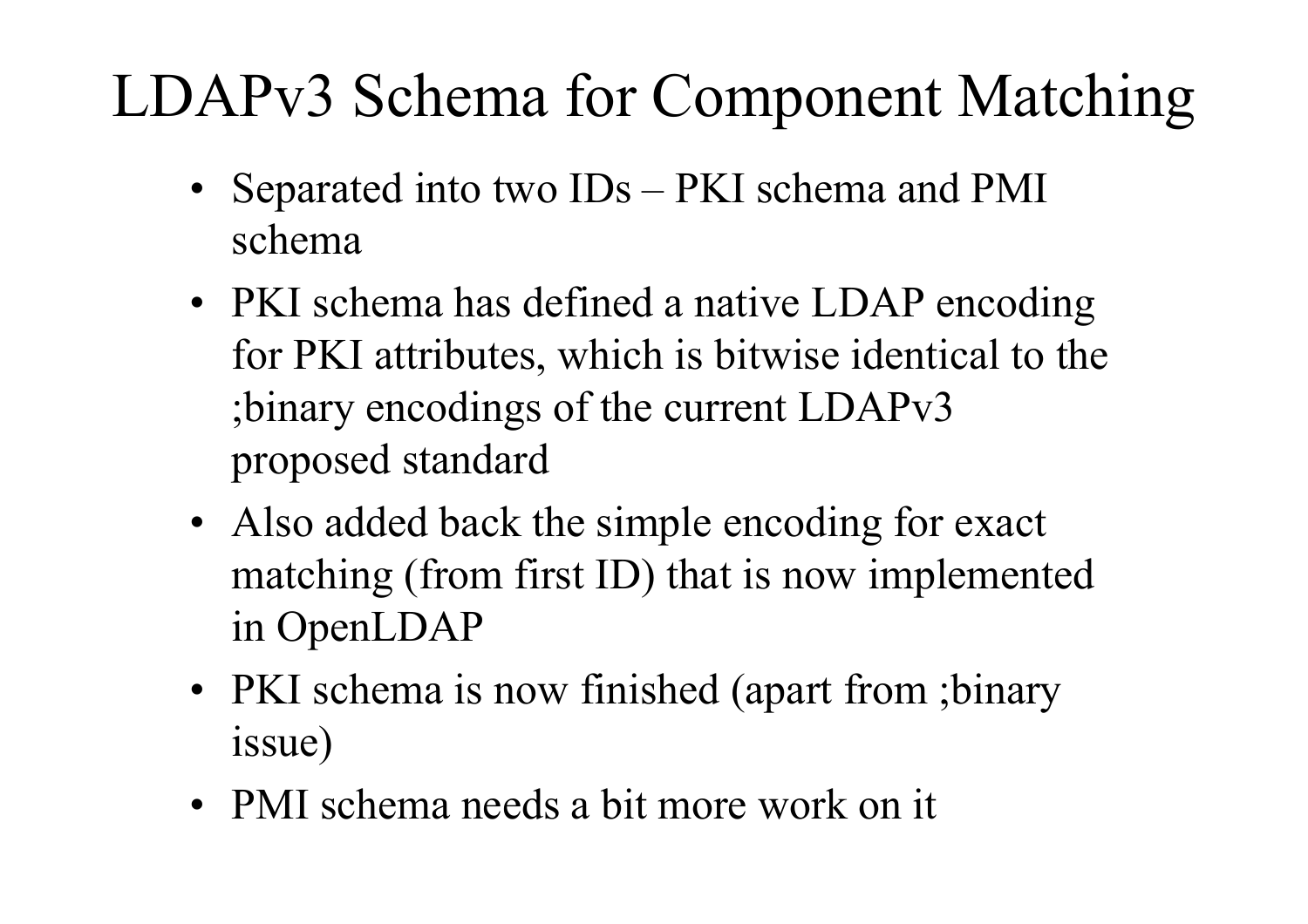# LDAPv3 Schema for Component Matching

- Separated into two IDs – PKI schema and PMI schema
- PKI schema has defined a native LDAP encoding for PKI attributes, which is bitwise identical to the ;binary encodings of the current LDAPv3 proposed standard
- Also added back the simple encoding for exact matching (from first ID) that is now implemented in OpenLDAP
- PKI schema is now finished (apart from ;binary issue)
- PMI schema needs a bit more work on it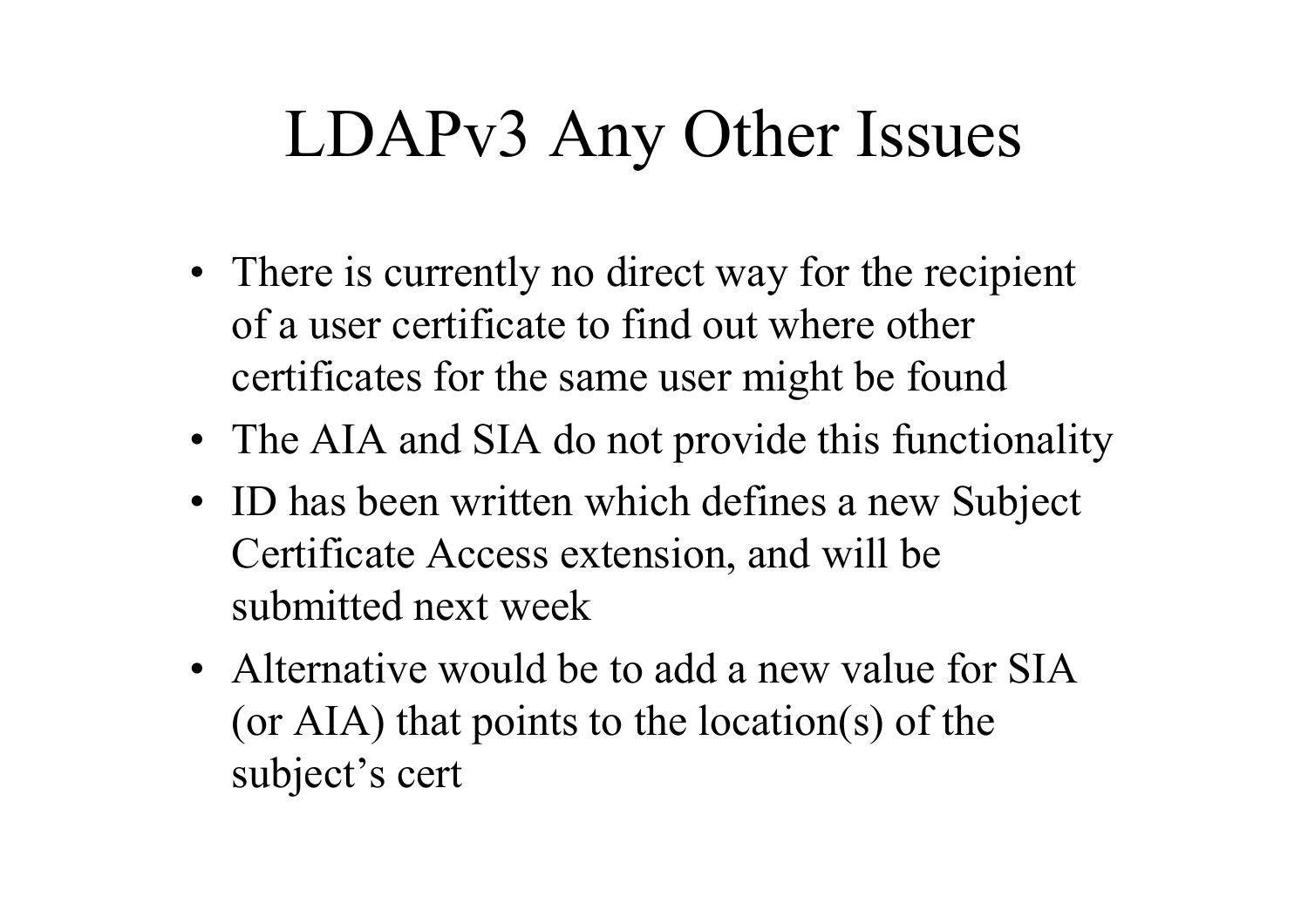# LDAPv3 Any Other Issues

- There is currently no direct way for the recipient of a user certificate to find out where other certificates for the same user might be found
- The AIA and SIA do not provide this functionality
- ID has been written which defines a new Subject Certificate Access extension, and will be submitted next week
- Alternative would be to add a new value for SIA (or AIA) that points to the location(s) of the subject's cert